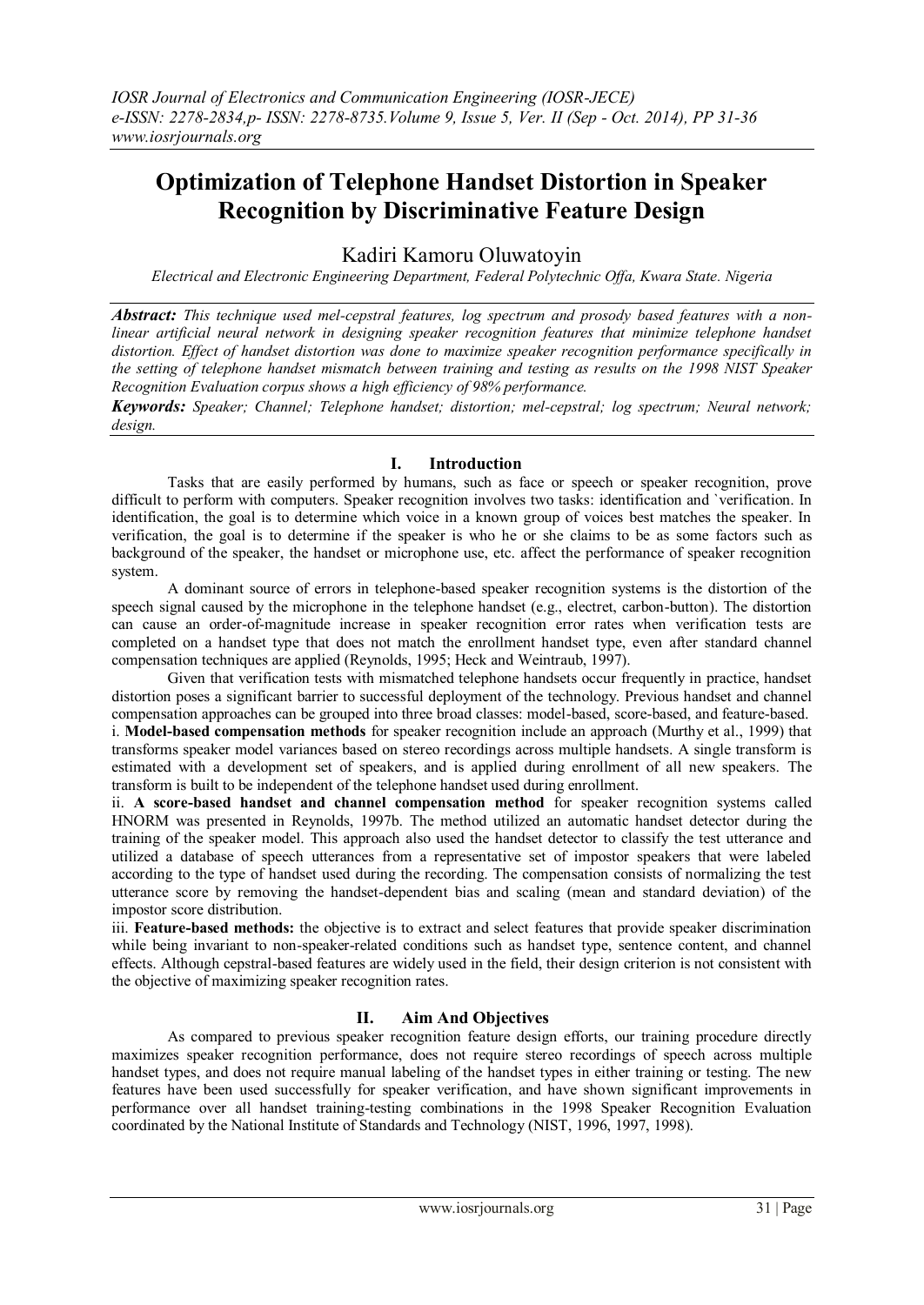# Optimization of Telephone Handset Distortion in Speaker Recognition by Discriminative Feature Design

Kadiri Kamoru Oluwatoyin

*Electrical and Electronic Engineering Department, Federal Polytechnic Offa, Kwara State. Nigeria*

***Abstract:*** *This technique used mel-cepstral features, log spectrum and prosody based features with a non-linear artificial neural network in designing speaker recognition features that minimize telephone handset distortion. Effect of handset distortion was done to maximize speaker recognition performance specifically in the setting of telephone handset mismatch between training and testing as results on the 1998 NIST Speaker Recognition Evaluation corpus shows a high efficiency of 98% performance.*

***Keywords:*** *Speaker; Channel; Telephone handset; distortion; mel-cepstral; log spectrum; Neural network; design.*

## I. Introduction

Tasks that are easily performed by humans, such as face or speech or speaker recognition, prove difficult to perform with computers. Speaker recognition involves two tasks: identification and `verification. In identification, the goal is to determine which voice in a known group of voices best matches the speaker. In verification, the goal is to determine if the speaker is who he or she claims to be as some factors such as background of the speaker, the handset or microphone use, etc. affect the performance of speaker recognition system.

A dominant source of errors in telephone-based speaker recognition systems is the distortion of the speech signal caused by the microphone in the telephone handset (e.g., electret, carbon-button). The distortion can cause an order-of-magnitude increase in speaker recognition error rates when verification tests are completed on a handset type that does not match the enrollment handset type, even after standard channel compensation techniques are applied (Reynolds, 1995; Heck and Weintraub, 1997).

Given that verification tests with mismatched telephone handsets occur frequently in practice, handset distortion poses a significant barrier to successful deployment of the technology. Previous handset and channel compensation approaches can be grouped into three broad classes: model-based, score-based, and feature-based.

i. **Model-based compensation methods** for speaker recognition include an approach (Murthy et al., 1999) that transforms speaker model variances based on stereo recordings across multiple handsets. A single transform is estimated with a development set of speakers, and is applied during enrollment of all new speakers. The transform is built to be independent of the telephone handset used during enrollment.

ii. **A score-based handset and channel compensation method** for speaker recognition systems called HNORM was presented in Reynolds, 1997b. The method utilized an automatic handset detector during the training of the speaker model. This approach also used the handset detector to classify the test utterance and utilized a database of speech utterances from a representative set of impostor speakers that were labeled according to the type of handset used during the recording. The compensation consists of normalizing the test utterance score by removing the handset-dependent bias and scaling (mean and standard deviation) of the impostor score distribution.

iii. **Feature-based methods:** the objective is to extract and select features that provide speaker discrimination while being invariant to non-speaker-related conditions such as handset type, sentence content, and channel effects. Although cepstral-based features are widely used in the field, their design criterion is not consistent with the objective of maximizing speaker recognition rates.

## II. Aim And Objectives

As compared to previous speaker recognition feature design efforts, our training procedure directly maximizes speaker recognition performance, does not require stereo recordings of speech across multiple handset types, and does not require manual labeling of the handset types in either training or testing. The new features have been used successfully for speaker verification, and have shown significant improvements in performance over all handset training-testing combinations in the 1998 Speaker Recognition Evaluation coordinated by the National Institute of Standards and Technology (NIST, 1996, 1997, 1998).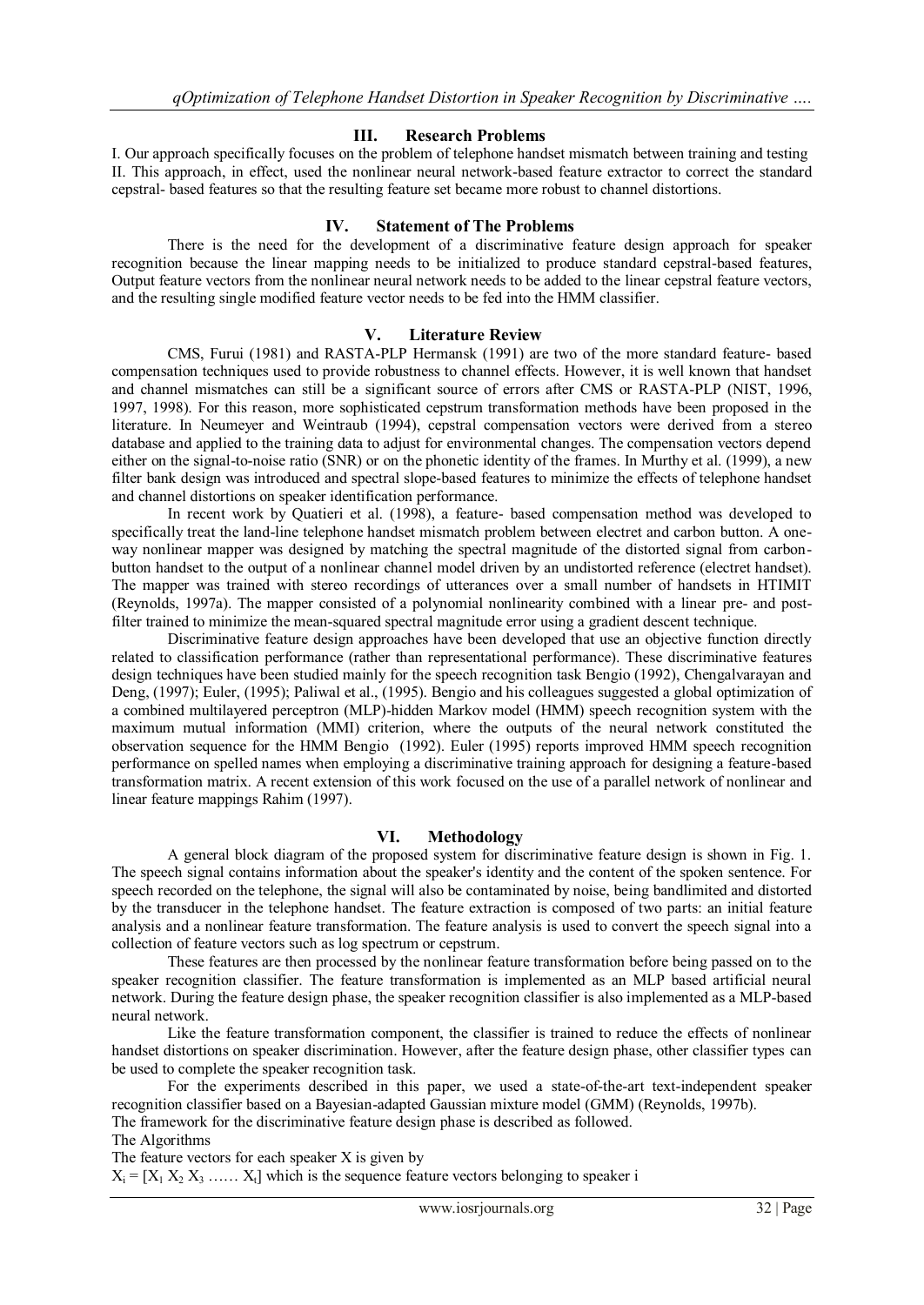## III. Research Problems

I. Our approach specifically focuses on the problem of telephone handset mismatch between training and testing
II. This approach, in effect, used the nonlinear neural network-based feature extractor to correct the standard cepstral- based features so that the resulting feature set became more robust to channel distortions.

## IV. Statement of The Problems

There is the need for the development of a discriminative feature design approach for speaker recognition because the linear mapping needs to be initialized to produce standard cepstral-based features, Output feature vectors from the nonlinear neural network needs to be added to the linear cepstral feature vectors, and the resulting single modified feature vector needs to be fed into the HMM classifier.

## V. Literature Review

CMS, Furui (1981) and RASTA-PLP Hermansk (1991) are two of the more standard feature- based compensation techniques used to provide robustness to channel effects. However, it is well known that handset and channel mismatches can still be a significant source of errors after CMS or RASTA-PLP (NIST, 1996, 1997, 1998). For this reason, more sophisticated cepstrum transformation methods have been proposed in the literature. In Neumeyer and Weintraub (1994), cepstral compensation vectors were derived from a stereo database and applied to the training data to adjust for environmental changes. The compensation vectors depend either on the signal-to-noise ratio (SNR) or on the phonetic identity of the frames. In Murthy et al. (1999), a new filter bank design was introduced and spectral slope-based features to minimize the effects of telephone handset and channel distortions on speaker identification performance.

In recent work by Quatieri et al. (1998), a feature- based compensation method was developed to specifically treat the land-line telephone handset mismatch problem between electret and carbon button. A one-way nonlinear mapper was designed by matching the spectral magnitude of the distorted signal from carbon-button handset to the output of a nonlinear channel model driven by an undistorted reference (electret handset). The mapper was trained with stereo recordings of utterances over a small number of handsets in HTIMIT (Reynolds, 1997a). The mapper consisted of a polynomial nonlinearity combined with a linear pre- and post-filter trained to minimize the mean-squared spectral magnitude error using a gradient descent technique.

Discriminative feature design approaches have been developed that use an objective function directly related to classification performance (rather than representational performance). These discriminative features design techniques have been studied mainly for the speech recognition task Bengio (1992), Chengalvarayan and Deng, (1997); Euler, (1995); Paliwal et al., (1995). Bengio and his colleagues suggested a global optimization of a combined multilayered perceptron (MLP)-hidden Markov model (HMM) speech recognition system with the maximum mutual information (MMI) criterion, where the outputs of the neural network constituted the observation sequence for the HMM Bengio (1992). Euler (1995) reports improved HMM speech recognition performance on spelled names when employing a discriminative training approach for designing a feature-based transformation matrix. A recent extension of this work focused on the use of a parallel network of nonlinear and linear feature mappings Rahim (1997).

## VI. Methodology

A general block diagram of the proposed system for discriminative feature design is shown in Fig. 1. The speech signal contains information about the speaker's identity and the content of the spoken sentence. For speech recorded on the telephone, the signal will also be contaminated by noise, being bandlimited and distorted by the transducer in the telephone handset. The feature extraction is composed of two parts: an initial feature analysis and a nonlinear feature transformation. The feature analysis is used to convert the speech signal into a collection of feature vectors such as log spectrum or cepstrum.

These features are then processed by the nonlinear feature transformation before being passed on to the speaker recognition classifier. The feature transformation is implemented as an MLP based artificial neural network. During the feature design phase, the speaker recognition classifier is also implemented as a MLP-based neural network.

Like the feature transformation component, the classifier is trained to reduce the effects of nonlinear handset distortions on speaker discrimination. However, after the feature design phase, other classifier types can be used to complete the speaker recognition task.

For the experiments described in this paper, we used a state-of-the-art text-independent speaker recognition classifier based on a Bayesian-adapted Gaussian mixture model (GMM) (Reynolds, 1997b).

The framework for the discriminative feature design phase is described as followed.

The Algorithms

The feature vectors for each speaker X is given by

$X_i = [X_1\ X_2\ X_3\ \ldots\ldots\ X_t]$ which is the sequence feature vectors belonging to speaker i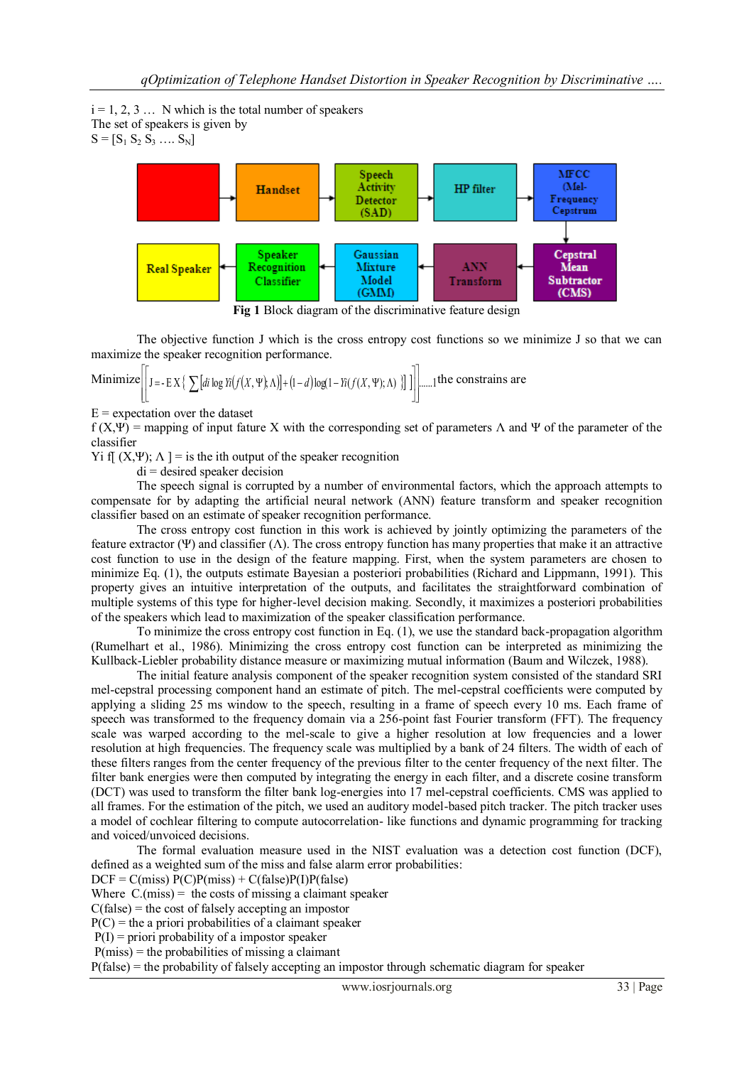i = 1, 2, 3 … N which is the total number of speakers
The set of speakers is given by
$S = [S_1\ S_2\ S_3\ ….\ S_N]$

| | | | | |
|---|---|---|---|---|
| | Handset | Speech Activity Detector (SAD) | HP filter | MFCC (Mel-Frequency Cepstrum |
| Real Speaker | Speaker Recognition Classifier | Gaussian Mixture Model (GMM) | ANN Transform | Cepstral Mean Subtractor (CMS) |

**Fig 1** Block diagram of the discriminative feature design

The objective function J which is the cross entropy cost functions so we minimize J so that we can maximize the speaker recognition performance.

Minimize $\left[\left[ J = -EX\left\{ \sum \left[ di \log Yi\left(f(X,\Psi);\Lambda\right)\right] + (1-d)\log\left(1 - Yi\left(f(X,\Psi);\Lambda\right)\right) \right\} \right]\right]$ ......1 the constrains are

E = expectation over the dataset
f (X,Ψ) = mapping of input fature X with the corresponding set of parameters Λ and Ψ of the parameter of the classifier
Yi f[ (X,Ψ); Λ ] = is the ith output of the speaker recognition
di = desired speaker decision

The speech signal is corrupted by a number of environmental factors, which the approach attempts to compensate for by adapting the artificial neural network (ANN) feature transform and speaker recognition classifier based on an estimate of speaker recognition performance.

The cross entropy cost function in this work is achieved by jointly optimizing the parameters of the feature extractor (Ψ) and classifier (Λ). The cross entropy function has many properties that make it an attractive cost function to use in the design of the feature mapping. First, when the system parameters are chosen to minimize Eq. (1), the outputs estimate Bayesian a posteriori probabilities (Richard and Lippmann, 1991). This property gives an intuitive interpretation of the outputs, and facilitates the straightforward combination of multiple systems of this type for higher-level decision making. Secondly, it maximizes a posteriori probabilities of the speakers which lead to maximization of the speaker classification performance.

To minimize the cross entropy cost function in Eq. (1), we use the standard back-propagation algorithm (Rumelhart et al., 1986). Minimizing the cross entropy cost function can be interpreted as minimizing the Kullback-Liebler probability distance measure or maximizing mutual information (Baum and Wilczek, 1988).

The initial feature analysis component of the speaker recognition system consisted of the standard SRI mel-cepstral processing component hand an estimate of pitch. The mel-cepstral coefficients were computed by applying a sliding 25 ms window to the speech, resulting in a frame of speech every 10 ms. Each frame of speech was transformed to the frequency domain via a 256-point fast Fourier transform (FFT). The frequency scale was warped according to the mel-scale to give a higher resolution at low frequencies and a lower resolution at high frequencies. The frequency scale was multiplied by a bank of 24 filters. The width of each of these filters ranges from the center frequency of the previous filter to the center frequency of the next filter. The filter bank energies were then computed by integrating the energy in each filter, and a discrete cosine transform (DCT) was used to transform the filter bank log-energies into 17 mel-cepstral coefficients. CMS was applied to all frames. For the estimation of the pitch, we used an auditory model-based pitch tracker. The pitch tracker uses a model of cochlear filtering to compute autocorrelation- like functions and dynamic programming for tracking and voiced/unvoiced decisions.

The formal evaluation measure used in the NIST evaluation was a detection cost function (DCF), defined as a weighted sum of the miss and false alarm error probabilities:

DCF = C(miss) P(C)P(miss) + C(false)P(I)P(false)
Where C.(miss) = the costs of missing a claimant speaker
C(false) = the cost of falsely accepting an impostor
P(C) = the a priori probabilities of a claimant speaker
P(I) = priori probability of a impostor speaker
P(miss) = the probabilities of missing a claimant
P(false) = the probability of falsely accepting an impostor through schematic diagram for speaker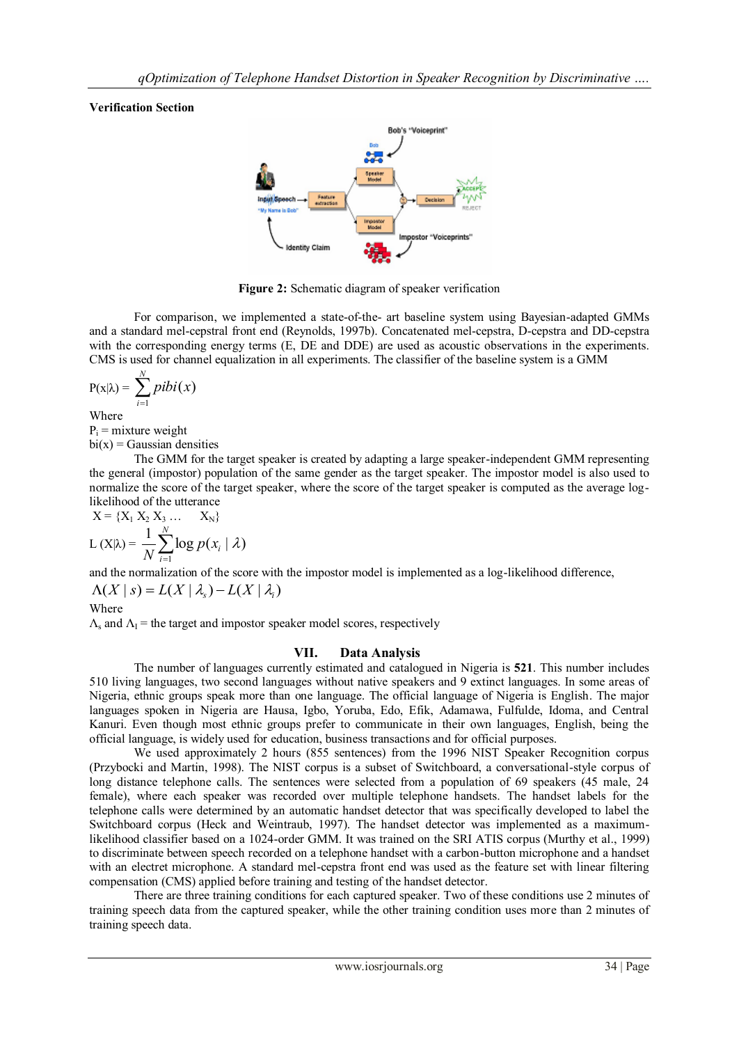**Verification Section**

**Figure 2:** Schematic diagram of speaker verification

For comparison, we implemented a state-of-the- art baseline system using Bayesian-adapted GMMs and a standard mel-cepstral front end (Reynolds, 1997b). Concatenated mel-cepstra, D-cepstra and DD-cepstra with the corresponding energy terms (E, DE and DDE) are used as acoustic observations in the experiments. CMS is used for channel equalization in all experiments. The classifier of the baseline system is a GMM

$$P(x|\lambda) = \sum_{i=1}^{N} pibi(x)$$

Where

$P_i$ = mixture weight

bi(x) = Gaussian densities

The GMM for the target speaker is created by adapting a large speaker-independent GMM representing the general (impostor) population of the same gender as the target speaker. The impostor model is also used to normalize the score of the target speaker, where the score of the target speaker is computed as the average log-likelihood of the utterance

$X = \{X_1\ X_2\ X_3 \ldots\ \ X_N\}$

$$L(X|\lambda) = \frac{1}{N}\sum_{i=1}^{N}\log p(x_i \mid \lambda)$$

and the normalization of the score with the impostor model is implemented as a log-likelihood difference,

$$\Lambda(X \mid s) = L(X \mid \lambda_s) - L(X \mid \lambda_i)$$

Where

$\Lambda_s$ and $\Lambda_I$ = the target and impostor speaker model scores, respectively

## VII. Data Analysis

The number of languages currently estimated and catalogued in Nigeria is **521**. This number includes 510 living languages, two second languages without native speakers and 9 extinct languages. In some areas of Nigeria, ethnic groups speak more than one language. The official language of Nigeria is English. The major languages spoken in Nigeria are Hausa, Igbo, Yoruba, Edo, Efik, Adamawa, Fulfulde, Idoma, and Central Kanuri. Even though most ethnic groups prefer to communicate in their own languages, English, being the official language, is widely used for education, business transactions and for official purposes.

We used approximately 2 hours (855 sentences) from the 1996 NIST Speaker Recognition corpus (Przybocki and Martin, 1998). The NIST corpus is a subset of Switchboard, a conversational-style corpus of long distance telephone calls. The sentences were selected from a population of 69 speakers (45 male, 24 female), where each speaker was recorded over multiple telephone handsets. The handset labels for the telephone calls were determined by an automatic handset detector that was specifically developed to label the Switchboard corpus (Heck and Weintraub, 1997). The handset detector was implemented as a maximum-likelihood classifier based on a 1024-order GMM. It was trained on the SRI ATIS corpus (Murthy et al., 1999) to discriminate between speech recorded on a telephone handset with a carbon-button microphone and a handset with an electret microphone. A standard mel-cepstra front end was used as the feature set with linear filtering compensation (CMS) applied before training and testing of the handset detector.

There are three training conditions for each captured speaker. Two of these conditions use 2 minutes of training speech data from the captured speaker, while the other training condition uses more than 2 minutes of training speech data.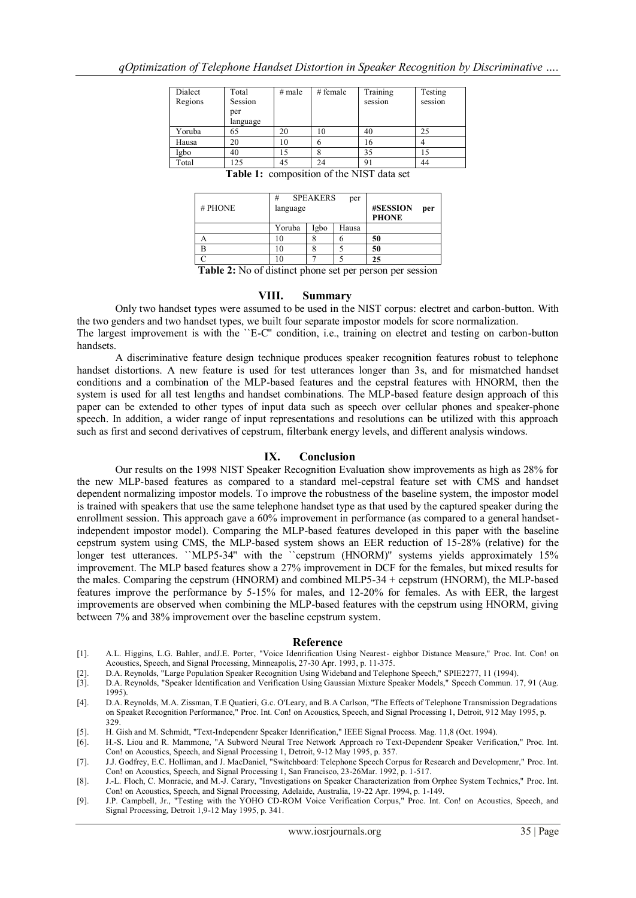| Dialect Regions | Total Session per language | # male | # female | Training session | Testing session |
|---|---|---|---|---|---|
| Yoruba | 65 | 20 | 10 | 40 | 25 |
| Hausa | 20 | 10 | 6 | 16 | 4 |
| Igbo | 40 | 15 | 8 | 35 | 15 |
| Total | 125 | 45 | 24 | 91 | 44 |

**Table 1:** composition of the NIST data set

| # PHONE | # SPEAKERS per language | | | **#SESSION per PHONE** |
|---|---|---|---|---|
| | Yoruba | Igbo | Hausa | |
| A | 10 | 8 | 6 | **50** |
| B | 10 | 8 | 5 | **50** |
| C | 10 | 7 | 5 | **25** |

**Table 2:** No of distinct phone set per person per session

## VIII. Summary

Only two handset types were assumed to be used in the NIST corpus: electret and carbon-button. With the two genders and two handset types, we built four separate impostor models for score normalization.
The largest improvement is with the ``E-C'' condition, i.e., training on electret and testing on carbon-button handsets.

A discriminative feature design technique produces speaker recognition features robust to telephone handset distortions. A new feature is used for test utterances longer than 3s, and for mismatched handset conditions and a combination of the MLP-based features and the cepstral features with HNORM, then the system is used for all test lengths and handset combinations. The MLP-based feature design approach of this paper can be extended to other types of input data such as speech over cellular phones and speaker-phone speech. In addition, a wider range of input representations and resolutions can be utilized with this approach such as first and second derivatives of cepstrum, filterbank energy levels, and different analysis windows.

## IX. Conclusion

Our results on the 1998 NIST Speaker Recognition Evaluation show improvements as high as 28% for the new MLP-based features as compared to a standard mel-cepstral feature set with CMS and handset dependent normalizing impostor models. To improve the robustness of the baseline system, the impostor model is trained with speakers that use the same telephone handset type as that used by the captured speaker during the enrollment session. This approach gave a 60% improvement in performance (as compared to a general handset-independent impostor model). Comparing the MLP-based features developed in this paper with the baseline cepstrum system using CMS, the MLP-based system shows an EER reduction of 15-28% (relative) for the longer test utterances. ``MLP5-34'' with the ``cepstrum (HNORM)'' systems yields approximately 15% improvement. The MLP based features show a 27% improvement in DCF for the females, but mixed results for the males. Comparing the cepstrum (HNORM) and combined MLP5-34 + cepstrum (HNORM), the MLP-based features improve the performance by 5-15% for males, and 12-20% for females. As with EER, the largest improvements are observed when combining the MLP-based features with the cepstrum using HNORM, giving between 7% and 38% improvement over the baseline cepstrum system.

## Reference

[1]. A.L. Higgins, L.G. Bahler, andJ.E. Porter, "Voice Idenrification Using Nearest- eighbor Distance Measure," Proc. Int. Con! on Acoustics, Speech, and Signal Processing, Minneapolis, 27-30 Apr. 1993, p. 11-375.

[2]. D.A. Reynolds, "Large Population Speaker Recognition Using Wideband and Telephone Speech," SPIE2277, 11 (1994).

[3]. D.A. Reynolds, "Speaker Identification and Verification Using Gaussian Mixture Speaker Models," Speech Commun. 17, 91 (Aug. 1995).

[4]. D.A. Reynolds, M.A. Zissman, T.E Quatieri, G.c. O'Leary, and B.A Carlson, "The Effects of Telephone Transmission Degradations on Speaket Recognition Performance," Proc. Int. Con! on Acoustics, Speech, and Signal Processing 1, Detroit, 912 May 1995, p. 329.

[5]. H. Gish and M. Schmidt, "Text-Independenr Speaker Idenrification," IEEE Signal Process. Mag. 11,8 (Oct. 1994).

[6]. H.-S. Liou and R. Mammone, "A Subword Neural Tree Network Approach ro Text-Dependenr Speaker Verification," Proc. Int. Con! on Acoustics, Speech, and Signal Processing 1, Detroit, 9-12 May 1995, p. 357.

[7]. J.J. Godfrey, E.C. Holliman, and J. MacDaniel, "Switchboard: Telephone Speech Corpus for Research and Developmenr," Proc. Int. Con! on Acoustics, Speech, and Signal Processing 1, San Francisco, 23-26Mar. 1992, p. 1-517.

[8]. J.-L. Floch, C. Monracie, and M.-J. Carary, "Investigations on Speaker Characterization from Orphee System Technics," Proc. Int. Con! on Acoustics, Speech, and Signal Processing, Adelaide, Australia, 19-22 Apr. 1994, p. 1-149.

[9]. J.P. Campbell, Jr., "Testing with the YOHO CD-ROM Voice Verification Corpus," Proc. Int. Con! on Acoustics, Speech, and Signal Processing, Detroit 1,9-12 May 1995, p. 341.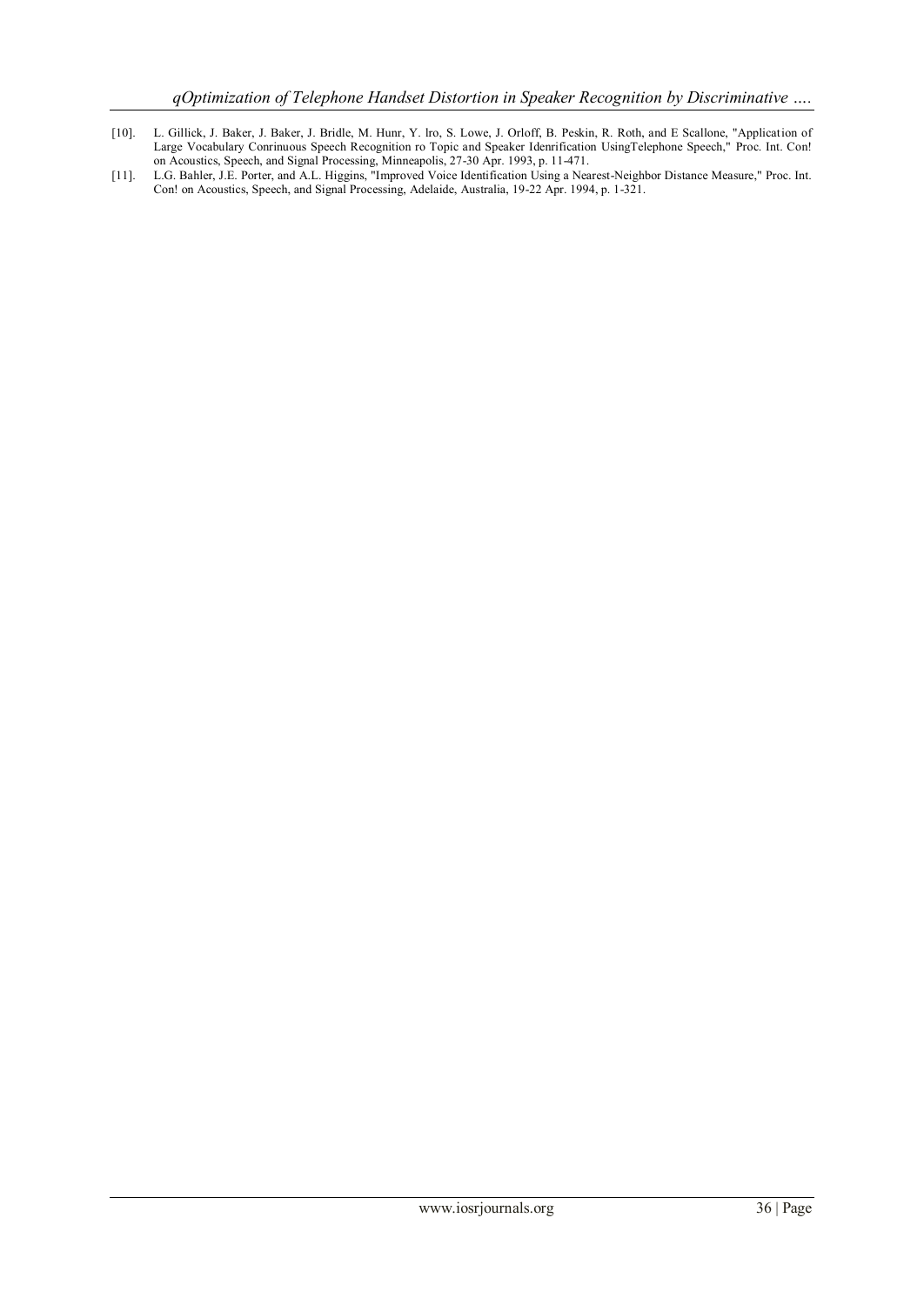[10]. L. Gillick, J. Baker, J. Baker, J. Bridle, M. Hunr, Y. lro, S. Lowe, J. Orloff, B. Peskin, R. Roth, and E Scallone, "Application of Large Vocabulary Conrinuous Speech Recognition ro Topic and Speaker Idenrification UsingTelephone Speech," Proc. Int. Con! on Acoustics, Speech, and Signal Processing, Minneapolis, 27-30 Apr. 1993, p. 11-471.

[11]. L.G. Bahler, J.E. Porter, and A.L. Higgins, "Improved Voice Identification Using a Nearest-Neighbor Distance Measure," Proc. Int. Con! on Acoustics, Speech, and Signal Processing, Adelaide, Australia, 19-22 Apr. 1994, p. 1-321.